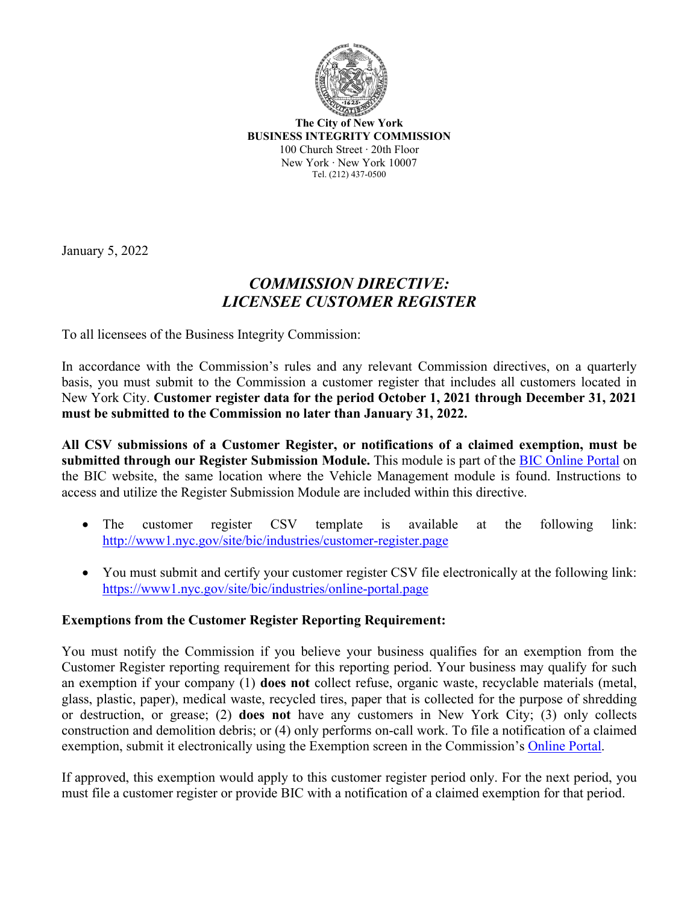**The City of New York**
**BUSINESS INTEGRITY COMMISSION**
100 Church Street · 20th Floor
New York · New York 10007
Tel. (212) 437-0500

January 5, 2022

# *COMMISSION DIRECTIVE: LICENSEE CUSTOMER REGISTER*

To all licensees of the Business Integrity Commission:

In accordance with the Commission's rules and any relevant Commission directives, on a quarterly basis, you must submit to the Commission a customer register that includes all customers located in New York City. **Customer register data for the period October 1, 2021 through December 31, 2021 must be submitted to the Commission no later than January 31, 2022.**

**All CSV submissions of a Customer Register, or notifications of a claimed exemption, must be submitted through our Register Submission Module.** This module is part of the BIC Online Portal on the BIC website, the same location where the Vehicle Management module is found. Instructions to access and utilize the Register Submission Module are included within this directive.

- The customer register CSV template is available at the following link: http://www1.nyc.gov/site/bic/industries/customer-register.page
- You must submit and certify your customer register CSV file electronically at the following link: https://www1.nyc.gov/site/bic/industries/online-portal.page

**Exemptions from the Customer Register Reporting Requirement:**

You must notify the Commission if you believe your business qualifies for an exemption from the Customer Register reporting requirement for this reporting period. Your business may qualify for such an exemption if your company (1) **does not** collect refuse, organic waste, recyclable materials (metal, glass, plastic, paper), medical waste, recycled tires, paper that is collected for the purpose of shredding or destruction, or grease; (2) **does not** have any customers in New York City; (3) only collects construction and demolition debris; or (4) only performs on-call work. To file a notification of a claimed exemption, submit it electronically using the Exemption screen in the Commission's Online Portal.

If approved, this exemption would apply to this customer register period only. For the next period, you must file a customer register or provide BIC with a notification of a claimed exemption for that period.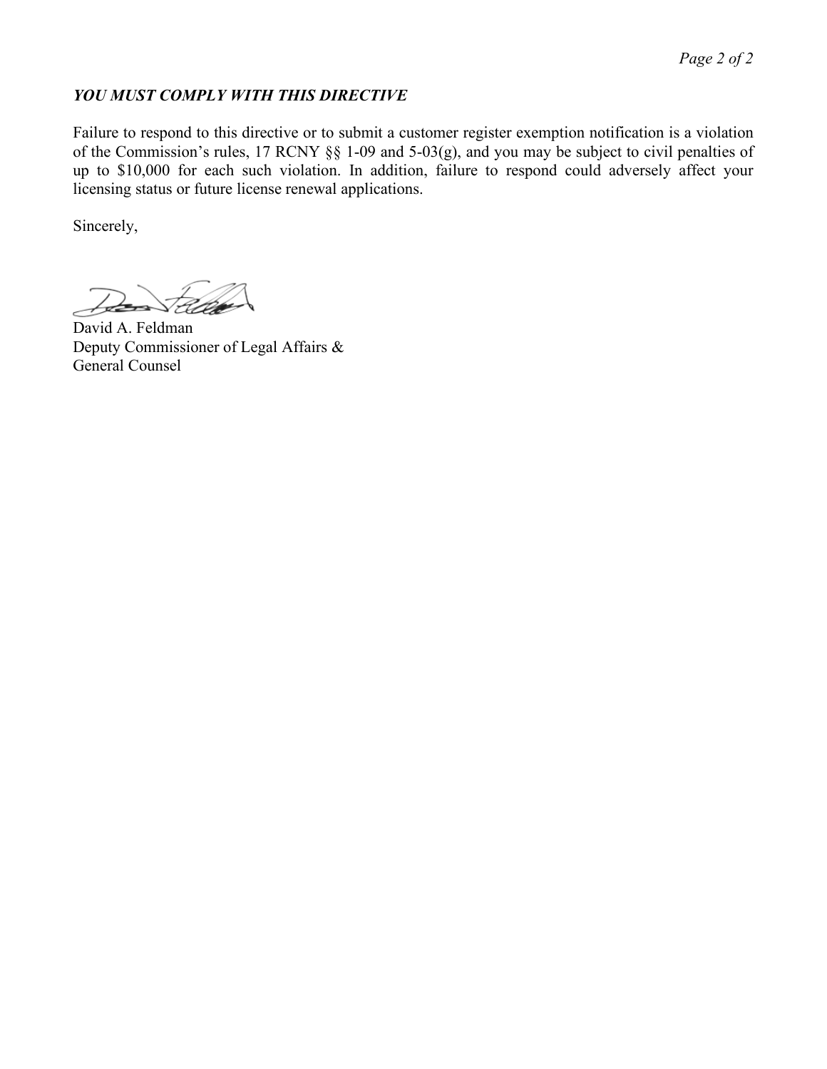***YOU MUST COMPLY WITH THIS DIRECTIVE***

Failure to respond to this directive or to submit a customer register exemption notification is a violation of the Commission's rules, 17 RCNY §§ 1-09 and 5-03(g), and you may be subject to civil penalties of up to $10,000 for each such violation. In addition, failure to respond could adversely affect your licensing status or future license renewal applications.

Sincerely,

David A. Feldman
Deputy Commissioner of Legal Affairs &
General Counsel